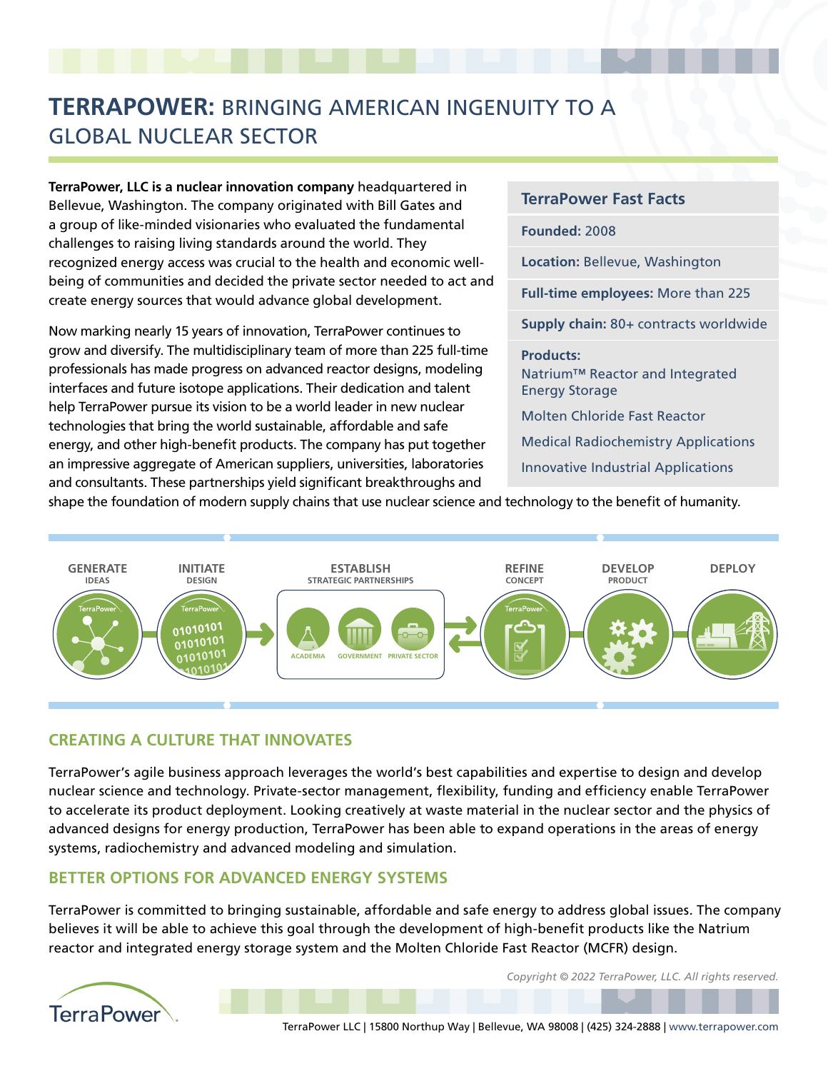# TERRAPOWER: BRINGING AMERICAN INGENUITY TO A GLOBAL NUCLEAR SECTOR

**TerraPower, LLC is a nuclear innovation company** headquartered in Bellevue, Washington. The company originated with Bill Gates and a group of like-minded visionaries who evaluated the fundamental challenges to raising living standards around the world. They recognized energy access was crucial to the health and economic well-being of communities and decided the private sector needed to act and create energy sources that would advance global development.

Now marking nearly 15 years of innovation, TerraPower continues to grow and diversify. The multidisciplinary team of more than 225 full-time professionals has made progress on advanced reactor designs, modeling interfaces and future isotope applications. Their dedication and talent help TerraPower pursue its vision to be a world leader in new nuclear technologies that bring the world sustainable, affordable and safe energy, and other high-benefit products. The company has put together an impressive aggregate of American suppliers, universities, laboratories and consultants. These partnerships yield significant breakthroughs and shape the foundation of modern supply chains that use nuclear science and technology to the benefit of humanity.

### TerraPower Fast Facts

**Founded:** 2008

**Location:** Bellevue, Washington

**Full-time employees:** More than 225

**Supply chain:** 80+ contracts worldwide

**Products:**

- Natrium™ Reactor and Integrated Energy Storage
- Molten Chloride Fast Reactor
- Medical Radiochemistry Applications
- Innovative Industrial Applications

**GENERATE** IDEAS → **INITIATE** DESIGN → **ESTABLISH** STRATEGIC PARTNERSHIPS (ACADEMIA, GOVERNMENT, PRIVATE SECTOR) ⇄ **REFINE** CONCEPT → **DEVELOP** PRODUCT → **DEPLOY**

## CREATING A CULTURE THAT INNOVATES

TerraPower's agile business approach leverages the world's best capabilities and expertise to design and develop nuclear science and technology. Private-sector management, flexibility, funding and efficiency enable TerraPower to accelerate its product deployment. Looking creatively at waste material in the nuclear sector and the physics of advanced designs for energy production, TerraPower has been able to expand operations in the areas of energy systems, radiochemistry and advanced modeling and simulation.

## BETTER OPTIONS FOR ADVANCED ENERGY SYSTEMS

TerraPower is committed to bringing sustainable, affordable and safe energy to address global issues. The company believes it will be able to achieve this goal through the development of high-benefit products like the Natrium reactor and integrated energy storage system and the Molten Chloride Fast Reactor (MCFR) design.

*Copyright © 2022 TerraPower, LLC. All rights reserved.*

TerraPower LLC | 15800 Northup Way | Bellevue, WA 98008 | (425) 324-2888 | www.terrapower.com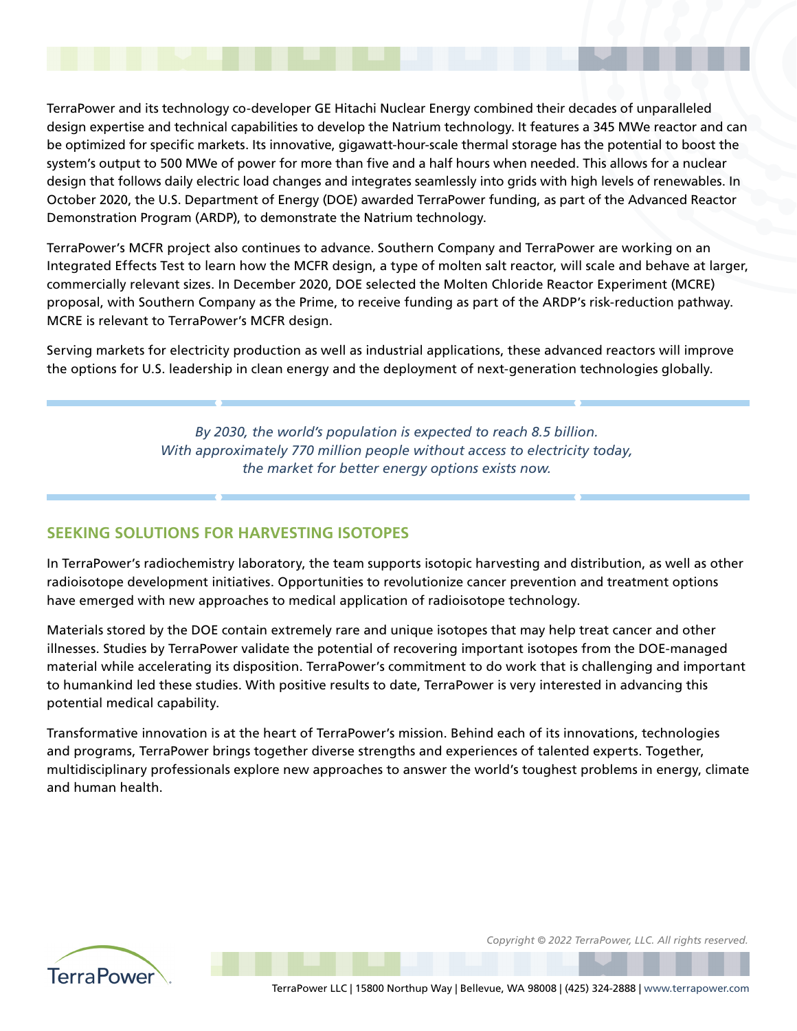TerraPower and its technology co-developer GE Hitachi Nuclear Energy combined their decades of unparalleled design expertise and technical capabilities to develop the Natrium technology. It features a 345 MWe reactor and can be optimized for specific markets. Its innovative, gigawatt-hour-scale thermal storage has the potential to boost the system's output to 500 MWe of power for more than five and a half hours when needed. This allows for a nuclear design that follows daily electric load changes and integrates seamlessly into grids with high levels of renewables. In October 2020, the U.S. Department of Energy (DOE) awarded TerraPower funding, as part of the Advanced Reactor Demonstration Program (ARDP), to demonstrate the Natrium technology.

TerraPower's MCFR project also continues to advance. Southern Company and TerraPower are working on an Integrated Effects Test to learn how the MCFR design, a type of molten salt reactor, will scale and behave at larger, commercially relevant sizes. In December 2020, DOE selected the Molten Chloride Reactor Experiment (MCRE) proposal, with Southern Company as the Prime, to receive funding as part of the ARDP's risk-reduction pathway. MCRE is relevant to TerraPower's MCFR design.

Serving markets for electricity production as well as industrial applications, these advanced reactors will improve the options for U.S. leadership in clean energy and the deployment of next-generation technologies globally.

*By 2030, the world's population is expected to reach 8.5 billion. With approximately 770 million people without access to electricity today, the market for better energy options exists now.*

## SEEKING SOLUTIONS FOR HARVESTING ISOTOPES

In TerraPower's radiochemistry laboratory, the team supports isotopic harvesting and distribution, as well as other radioisotope development initiatives. Opportunities to revolutionize cancer prevention and treatment options have emerged with new approaches to medical application of radioisotope technology.

Materials stored by the DOE contain extremely rare and unique isotopes that may help treat cancer and other illnesses. Studies by TerraPower validate the potential of recovering important isotopes from the DOE-managed material while accelerating its disposition. TerraPower's commitment to do work that is challenging and important to humankind led these studies. With positive results to date, TerraPower is very interested in advancing this potential medical capability.

Transformative innovation is at the heart of TerraPower's mission. Behind each of its innovations, technologies and programs, TerraPower brings together diverse strengths and experiences of talented experts. Together, multidisciplinary professionals explore new approaches to answer the world's toughest problems in energy, climate and human health.

*Copyright © 2022 TerraPower, LLC. All rights reserved.*

TerraPower LLC | 15800 Northup Way | Bellevue, WA 98008 | (425) 324-2888 | www.terrapower.com